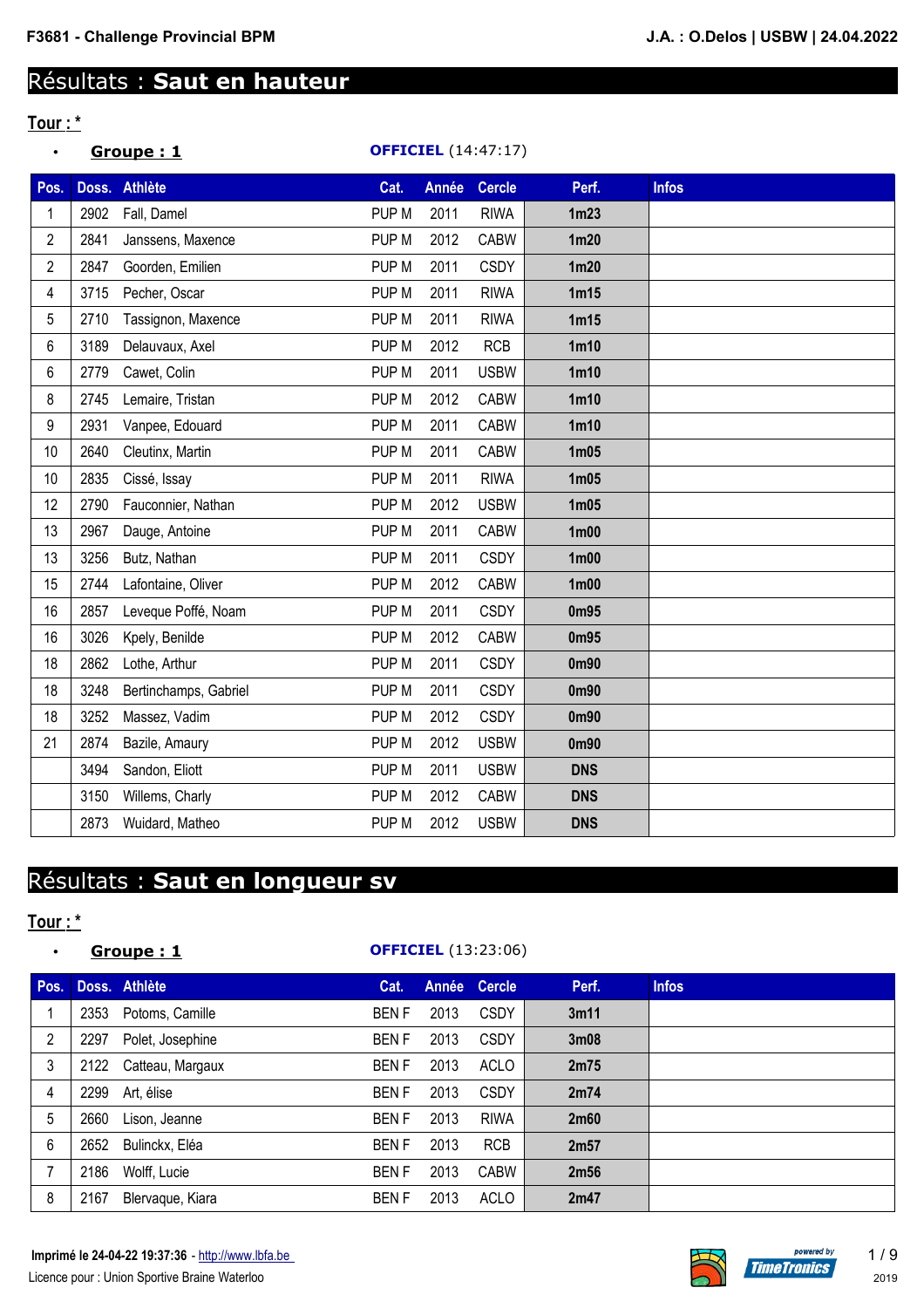F3681 - Challenge Provincial BPM

J.A. : O.Delos | USBW | 24.04.2022

# Résultats : **Saut en hauteur**

**Tour : ***

- **Groupe : 1** **OFFICIEL** (14:47:17)

| Pos. | Doss. | Athlète | Cat. | Année | Cercle | Perf. | Infos |
|---|---|---|---|---|---|---|---|
| 1 | 2902 | Fall, Damel | PUP M | 2011 | RIWA | 1m23 | |
| 2 | 2841 | Janssens, Maxence | PUP M | 2012 | CABW | 1m20 | |
| 2 | 2847 | Goorden, Emilien | PUP M | 2011 | CSDY | 1m20 | |
| 4 | 3715 | Pecher, Oscar | PUP M | 2011 | RIWA | 1m15 | |
| 5 | 2710 | Tassignon, Maxence | PUP M | 2011 | RIWA | 1m15 | |
| 6 | 3189 | Delauvaux, Axel | PUP M | 2012 | RCB | 1m10 | |
| 6 | 2779 | Cawet, Colin | PUP M | 2011 | USBW | 1m10 | |
| 8 | 2745 | Lemaire, Tristan | PUP M | 2012 | CABW | 1m10 | |
| 9 | 2931 | Vanpee, Edouard | PUP M | 2011 | CABW | 1m10 | |
| 10 | 2640 | Cleutinx, Martin | PUP M | 2011 | CABW | 1m05 | |
| 10 | 2835 | Cissé, Issay | PUP M | 2011 | RIWA | 1m05 | |
| 12 | 2790 | Fauconnier, Nathan | PUP M | 2012 | USBW | 1m05 | |
| 13 | 2967 | Dauge, Antoine | PUP M | 2011 | CABW | 1m00 | |
| 13 | 3256 | Butz, Nathan | PUP M | 2011 | CSDY | 1m00 | |
| 15 | 2744 | Lafontaine, Oliver | PUP M | 2012 | CABW | 1m00 | |
| 16 | 2857 | Leveque Poffé, Noam | PUP M | 2011 | CSDY | 0m95 | |
| 16 | 3026 | Kpely, Benilde | PUP M | 2012 | CABW | 0m95 | |
| 18 | 2862 | Lothe, Arthur | PUP M | 2011 | CSDY | 0m90 | |
| 18 | 3248 | Bertinchamps, Gabriel | PUP M | 2011 | CSDY | 0m90 | |
| 18 | 3252 | Massez, Vadim | PUP M | 2012 | CSDY | 0m90 | |
| 21 | 2874 | Bazile, Amaury | PUP M | 2012 | USBW | 0m90 | |
| | 3494 | Sandon, Eliott | PUP M | 2011 | USBW | DNS | |
| | 3150 | Willems, Charly | PUP M | 2012 | CABW | DNS | |
| | 2873 | Wuidard, Matheo | PUP M | 2012 | USBW | DNS | |

# Résultats : **Saut en longueur sv**

**Tour : ***

- **Groupe : 1** **OFFICIEL** (13:23:06)

| Pos. | Doss. | Athlète | Cat. | Année | Cercle | Perf. | Infos |
|---|---|---|---|---|---|---|---|
| 1 | 2353 | Potoms, Camille | BEN F | 2013 | CSDY | 3m11 | |
| 2 | 2297 | Polet, Josephine | BEN F | 2013 | CSDY | 3m08 | |
| 3 | 2122 | Catteau, Margaux | BEN F | 2013 | ACLO | 2m75 | |
| 4 | 2299 | Art, élise | BEN F | 2013 | CSDY | 2m74 | |
| 5 | 2660 | Lison, Jeanne | BEN F | 2013 | RIWA | 2m60 | |
| 6 | 2652 | Bulinckx, Eléa | BEN F | 2013 | RCB | 2m57 | |
| 7 | 2186 | Wolff, Lucie | BEN F | 2013 | CABW | 2m56 | |
| 8 | 2167 | Blervaque, Kiara | BEN F | 2013 | ACLO | 2m47 | |

Imprimé le 24-04-22 19:37:36 - http://www.lbfa.be

Licence pour : Union Sportive Braine Waterloo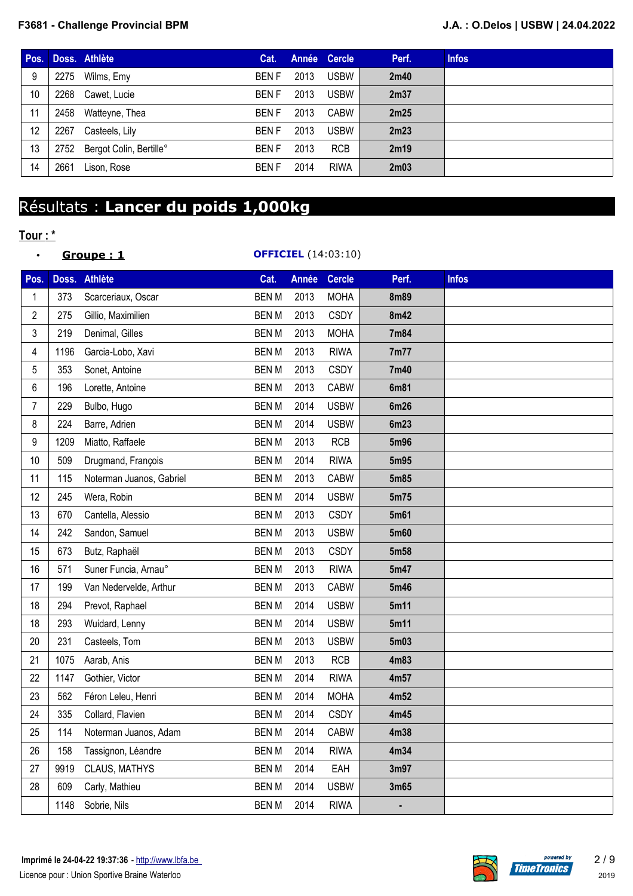| Pos. | Doss. | Athlète | Cat. | Année | Cercle | Perf. | Infos |
|---|---|---|---|---|---|---|---|
| 9 | 2275 | Wilms, Emy | BEN F | 2013 | USBW | 2m40 | |
| 10 | 2268 | Cawet, Lucie | BEN F | 2013 | USBW | 2m37 | |
| 11 | 2458 | Watteyne, Thea | BEN F | 2013 | CABW | 2m25 | |
| 12 | 2267 | Casteels, Lily | BEN F | 2013 | USBW | 2m23 | |
| 13 | 2752 | Bergot Colin, Bertille° | BEN F | 2013 | RCB | 2m19 | |
| 14 | 2661 | Lison, Rose | BEN F | 2014 | RIWA | 2m03 | |

# Résultats : **Lancer du poids 1,000kg**

**Tour : ***

- **Groupe : 1** — **OFFICIEL** (14:03:10)

| Pos. | Doss. | Athlète | Cat. | Année | Cercle | Perf. | Infos |
|---|---|---|---|---|---|---|---|
| 1 | 373 | Scarceriaux, Oscar | BEN M | 2013 | MOHA | 8m89 | |
| 2 | 275 | Gillio, Maximilien | BEN M | 2013 | CSDY | 8m42 | |
| 3 | 219 | Denimal, Gilles | BEN M | 2013 | MOHA | 7m84 | |
| 4 | 1196 | Garcia-Lobo, Xavi | BEN M | 2013 | RIWA | 7m77 | |
| 5 | 353 | Sonet, Antoine | BEN M | 2013 | CSDY | 7m40 | |
| 6 | 196 | Lorette, Antoine | BEN M | 2013 | CABW | 6m81 | |
| 7 | 229 | Bulbo, Hugo | BEN M | 2014 | USBW | 6m26 | |
| 8 | 224 | Barre, Adrien | BEN M | 2014 | USBW | 6m23 | |
| 9 | 1209 | Miatto, Raffaele | BEN M | 2013 | RCB | 5m96 | |
| 10 | 509 | Drugmand, François | BEN M | 2014 | RIWA | 5m95 | |
| 11 | 115 | Noterman Juanos, Gabriel | BEN M | 2013 | CABW | 5m85 | |
| 12 | 245 | Wera, Robin | BEN M | 2014 | USBW | 5m75 | |
| 13 | 670 | Cantella, Alessio | BEN M | 2013 | CSDY | 5m61 | |
| 14 | 242 | Sandon, Samuel | BEN M | 2013 | USBW | 5m60 | |
| 15 | 673 | Butz, Raphaël | BEN M | 2013 | CSDY | 5m58 | |
| 16 | 571 | Suner Funcia, Arnau° | BEN M | 2013 | RIWA | 5m47 | |
| 17 | 199 | Van Nedervelde, Arthur | BEN M | 2013 | CABW | 5m46 | |
| 18 | 294 | Prevot, Raphael | BEN M | 2014 | USBW | 5m11 | |
| 18 | 293 | Wuidard, Lenny | BEN M | 2014 | USBW | 5m11 | |
| 20 | 231 | Casteels, Tom | BEN M | 2013 | USBW | 5m03 | |
| 21 | 1075 | Aarab, Anis | BEN M | 2013 | RCB | 4m83 | |
| 22 | 1147 | Gothier, Victor | BEN M | 2014 | RIWA | 4m57 | |
| 23 | 562 | Féron Leleu, Henri | BEN M | 2014 | MOHA | 4m52 | |
| 24 | 335 | Collard, Flavien | BEN M | 2014 | CSDY | 4m45 | |
| 25 | 114 | Noterman Juanos, Adam | BEN M | 2014 | CABW | 4m38 | |
| 26 | 158 | Tassignon, Léandre | BEN M | 2014 | RIWA | 4m34 | |
| 27 | 9919 | CLAUS, MATHYS | BEN M | 2014 | EAH | 3m97 | |
| 28 | 609 | Carly, Mathieu | BEN M | 2014 | USBW | 3m65 | |
| | 1148 | Sobrie, Nils | BEN M | 2014 | RIWA | - | |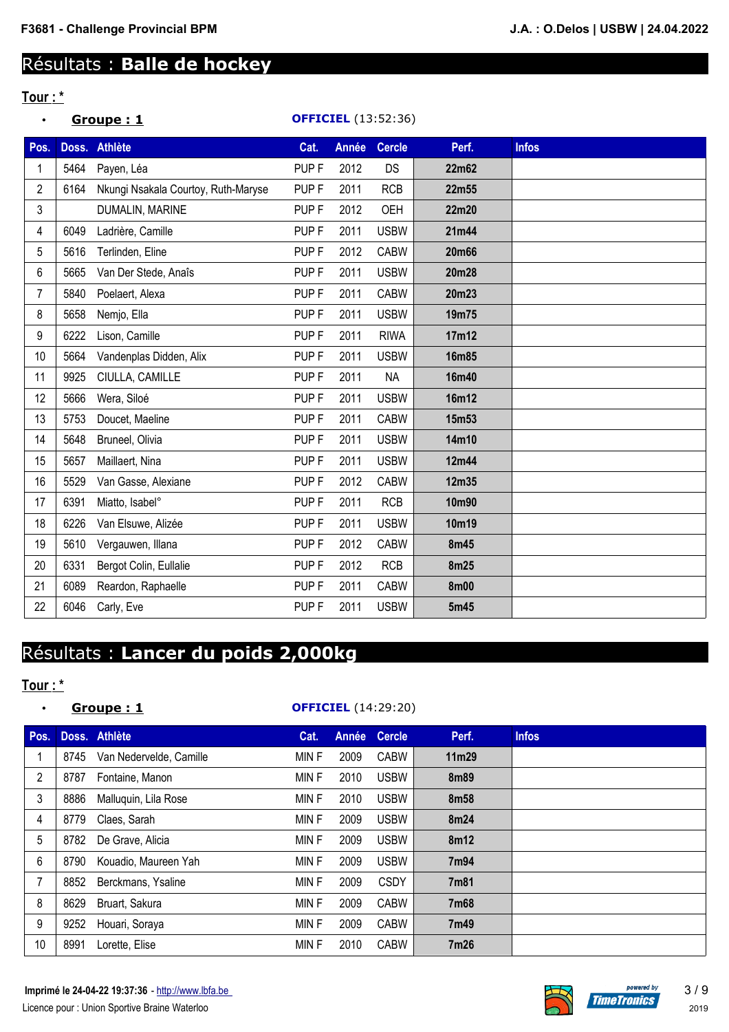# Résultats : **Balle de hockey**

**Tour : ***

- **Groupe : 1** **OFFICIEL** (13:52:36)

| Pos. | Doss. | Athlète | Cat. | Année | Cercle | Perf. | Infos |
|---|---|---|---|---|---|---|---|
| 1 | 5464 | Payen, Léa | PUP F | 2012 | DS | 22m62 | |
| 2 | 6164 | Nkungi Nsakala Courtoy, Ruth-Maryse | PUP F | 2011 | RCB | 22m55 | |
| 3 | | DUMALIN, MARINE | PUP F | 2012 | OEH | 22m20 | |
| 4 | 6049 | Ladrière, Camille | PUP F | 2011 | USBW | 21m44 | |
| 5 | 5616 | Terlinden, Eline | PUP F | 2012 | CABW | 20m66 | |
| 6 | 5665 | Van Der Stede, Anaîs | PUP F | 2011 | USBW | 20m28 | |
| 7 | 5840 | Poelaert, Alexa | PUP F | 2011 | CABW | 20m23 | |
| 8 | 5658 | Nemjo, Ella | PUP F | 2011 | USBW | 19m75 | |
| 9 | 6222 | Lison, Camille | PUP F | 2011 | RIWA | 17m12 | |
| 10 | 5664 | Vandenplas Didden, Alix | PUP F | 2011 | USBW | 16m85 | |
| 11 | 9925 | CIULLA, CAMILLE | PUP F | 2011 | NA | 16m40 | |
| 12 | 5666 | Wera, Siloé | PUP F | 2011 | USBW | 16m12 | |
| 13 | 5753 | Doucet, Maeline | PUP F | 2011 | CABW | 15m53 | |
| 14 | 5648 | Bruneel, Olivia | PUP F | 2011 | USBW | 14m10 | |
| 15 | 5657 | Maillaert, Nina | PUP F | 2011 | USBW | 12m44 | |
| 16 | 5529 | Van Gasse, Alexiane | PUP F | 2012 | CABW | 12m35 | |
| 17 | 6391 | Miatto, Isabel° | PUP F | 2011 | RCB | 10m90 | |
| 18 | 6226 | Van Elsuwe, Alizée | PUP F | 2011 | USBW | 10m19 | |
| 19 | 5610 | Vergauwen, Illana | PUP F | 2012 | CABW | 8m45 | |
| 20 | 6331 | Bergot Colin, Eullalie | PUP F | 2012 | RCB | 8m25 | |
| 21 | 6089 | Reardon, Raphaelle | PUP F | 2011 | CABW | 8m00 | |
| 22 | 6046 | Carly, Eve | PUP F | 2011 | USBW | 5m45 | |

# Résultats : **Lancer du poids 2,000kg**

**Tour : ***

- **Groupe : 1** **OFFICIEL** (14:29:20)

| Pos. | Doss. | Athlète | Cat. | Année | Cercle | Perf. | Infos |
|---|---|---|---|---|---|---|---|
| 1 | 8745 | Van Nedervelde, Camille | MIN F | 2009 | CABW | 11m29 | |
| 2 | 8787 | Fontaine, Manon | MIN F | 2010 | USBW | 8m89 | |
| 3 | 8886 | Malluquin, Lila Rose | MIN F | 2010 | USBW | 8m58 | |
| 4 | 8779 | Claes, Sarah | MIN F | 2009 | USBW | 8m24 | |
| 5 | 8782 | De Grave, Alicia | MIN F | 2009 | USBW | 8m12 | |
| 6 | 8790 | Kouadio, Maureen Yah | MIN F | 2009 | USBW | 7m94 | |
| 7 | 8852 | Berckmans, Ysaline | MIN F | 2009 | CSDY | 7m81 | |
| 8 | 8629 | Bruart, Sakura | MIN F | 2009 | CABW | 7m68 | |
| 9 | 9252 | Houari, Soraya | MIN F | 2009 | CABW | 7m49 | |
| 10 | 8991 | Lorette, Elise | MIN F | 2010 | CABW | 7m26 | |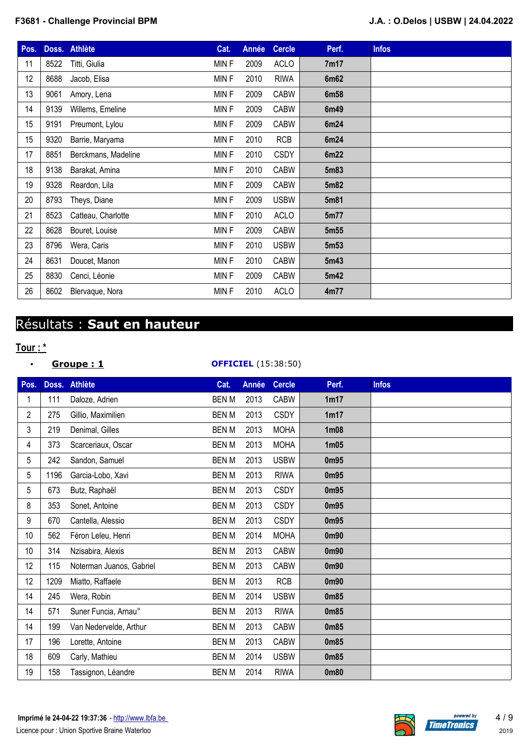| Pos. | Doss. | Athlète | Cat. | Année | Cercle | Perf. | Infos |
|---|---|---|---|---|---|---|---|
| 11 | 8522 | Titti, Giulia | MIN F | 2009 | ACLO | **7m17** | |
| 12 | 8688 | Jacob, Elisa | MIN F | 2010 | RIWA | **6m62** | |
| 13 | 9061 | Amory, Lena | MIN F | 2009 | CABW | **6m58** | |
| 14 | 9139 | Willems, Emeline | MIN F | 2009 | CABW | **6m49** | |
| 15 | 9191 | Preumont, Lylou | MIN F | 2009 | CABW | **6m24** | |
| 15 | 9320 | Barrie, Maryama | MIN F | 2010 | RCB | **6m24** | |
| 17 | 8851 | Berckmans, Madeline | MIN F | 2010 | CSDY | **6m22** | |
| 18 | 9138 | Barakat, Amina | MIN F | 2010 | CABW | **5m83** | |
| 19 | 9328 | Reardon, Lila | MIN F | 2009 | CABW | **5m82** | |
| 20 | 8793 | Theys, Diane | MIN F | 2009 | USBW | **5m81** | |
| 21 | 8523 | Catteau, Charlotte | MIN F | 2010 | ACLO | **5m77** | |
| 22 | 8628 | Bouret, Louise | MIN F | 2009 | CABW | **5m55** | |
| 23 | 8796 | Wera, Caris | MIN F | 2010 | USBW | **5m53** | |
| 24 | 8631 | Doucet, Manon | MIN F | 2010 | CABW | **5m43** | |
| 25 | 8830 | Cenci, Léonie | MIN F | 2009 | CABW | **5m42** | |
| 26 | 8602 | Blervaque, Nora | MIN F | 2010 | ACLO | **4m77** | |

# Résultats : **Saut en hauteur**

**Tour : ***

- **Groupe : 1** — **OFFICIEL** (15:38:50)

| Pos. | Doss. | Athlète | Cat. | Année | Cercle | Perf. | Infos |
|---|---|---|---|---|---|---|---|
| 1 | 111 | Daloze, Adrien | BEN M | 2013 | CABW | **1m17** | |
| 2 | 275 | Gillio, Maximilien | BEN M | 2013 | CSDY | **1m17** | |
| 3 | 219 | Denimal, Gilles | BEN M | 2013 | MOHA | **1m08** | |
| 4 | 373 | Scarceriaux, Oscar | BEN M | 2013 | MOHA | **1m05** | |
| 5 | 242 | Sandon, Samuel | BEN M | 2013 | USBW | **0m95** | |
| 5 | 1196 | Garcia-Lobo, Xavi | BEN M | 2013 | RIWA | **0m95** | |
| 5 | 673 | Butz, Raphaël | BEN M | 2013 | CSDY | **0m95** | |
| 8 | 353 | Sonet, Antoine | BEN M | 2013 | CSDY | **0m95** | |
| 9 | 670 | Cantella, Alessio | BEN M | 2013 | CSDY | **0m95** | |
| 10 | 562 | Féron Leleu, Henri | BEN M | 2014 | MOHA | **0m90** | |
| 10 | 314 | Nzisabira, Alexis | BEN M | 2013 | CABW | **0m90** | |
| 12 | 115 | Noterman Juanos, Gabriel | BEN M | 2013 | CABW | **0m90** | |
| 12 | 1209 | Miatto, Raffaele | BEN M | 2013 | RCB | **0m90** | |
| 14 | 245 | Wera, Robin | BEN M | 2014 | USBW | **0m85** | |
| 14 | 571 | Suner Funcia, Arnau° | BEN M | 2013 | RIWA | **0m85** | |
| 14 | 199 | Van Nedervelde, Arthur | BEN M | 2013 | CABW | **0m85** | |
| 17 | 196 | Lorette, Antoine | BEN M | 2013 | CABW | **0m85** | |
| 18 | 609 | Carly, Mathieu | BEN M | 2014 | USBW | **0m85** | |
| 19 | 158 | Tassignon, Léandre | BEN M | 2014 | RIWA | **0m80** | |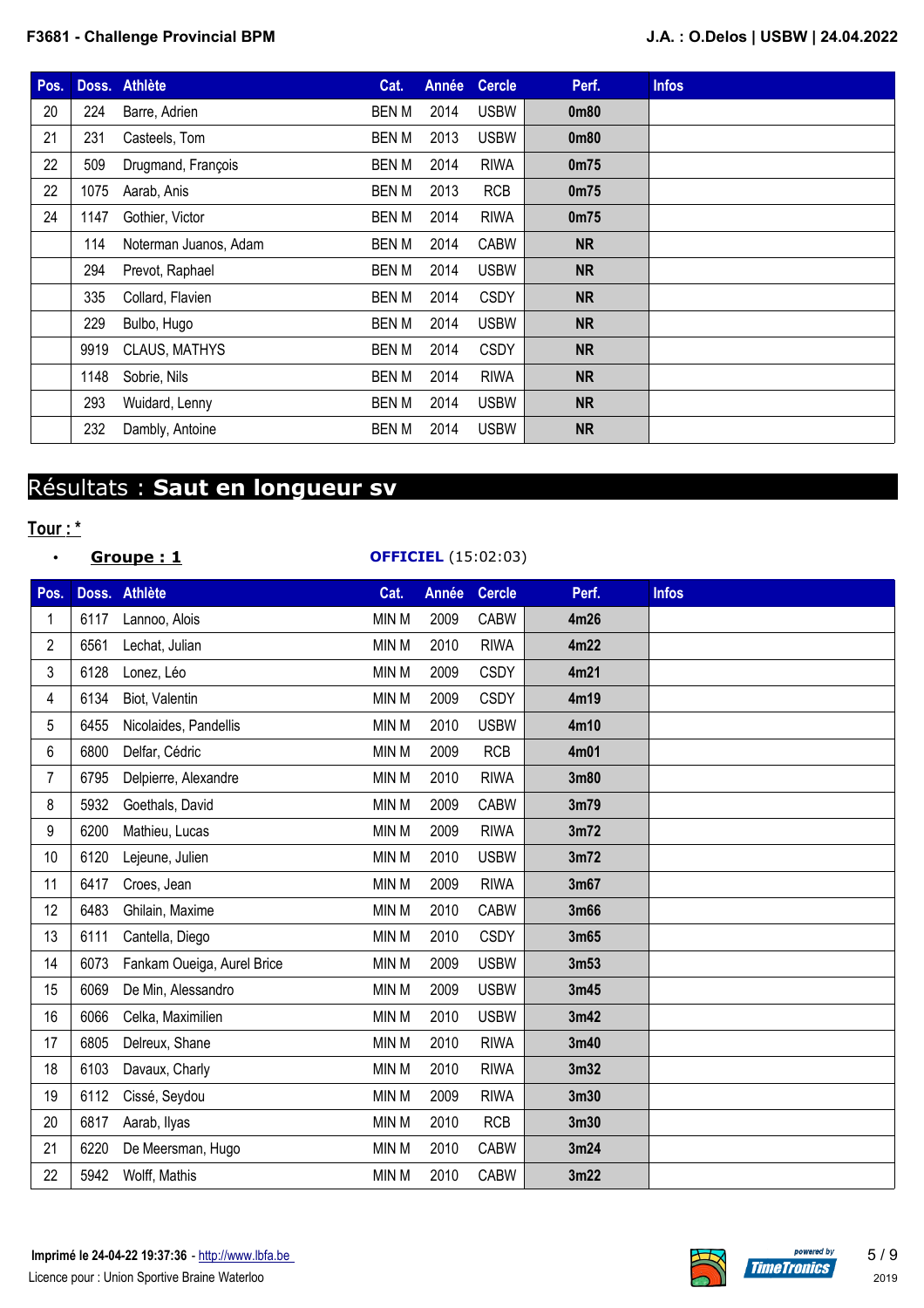| Pos. | Doss. | Athlète | Cat. | Année | Cercle | Perf. | Infos |
|---|---|---|---|---|---|---|---|
| 20 | 224 | Barre, Adrien | BEN M | 2014 | USBW | **0m80** | |
| 21 | 231 | Casteels, Tom | BEN M | 2013 | USBW | **0m80** | |
| 22 | 509 | Drugmand, François | BEN M | 2014 | RIWA | **0m75** | |
| 22 | 1075 | Aarab, Anis | BEN M | 2013 | RCB | **0m75** | |
| 24 | 1147 | Gothier, Victor | BEN M | 2014 | RIWA | **0m75** | |
| | 114 | Noterman Juanos, Adam | BEN M | 2014 | CABW | **NR** | |
| | 294 | Prevot, Raphael | BEN M | 2014 | USBW | **NR** | |
| | 335 | Collard, Flavien | BEN M | 2014 | CSDY | **NR** | |
| | 229 | Bulbo, Hugo | BEN M | 2014 | USBW | **NR** | |
| | 9919 | CLAUS, MATHYS | BEN M | 2014 | CSDY | **NR** | |
| | 1148 | Sobrie, Nils | BEN M | 2014 | RIWA | **NR** | |
| | 293 | Wuidard, Lenny | BEN M | 2014 | USBW | **NR** | |
| | 232 | Dambly, Antoine | BEN M | 2014 | USBW | **NR** | |

# Résultats : **Saut en longueur sv**

**Tour : ***

- **Groupe : 1** — **OFFICIEL** (15:02:03)

| Pos. | Doss. | Athlète | Cat. | Année | Cercle | Perf. | Infos |
|---|---|---|---|---|---|---|---|
| 1 | 6117 | Lannoo, Alois | MIN M | 2009 | CABW | **4m26** | |
| 2 | 6561 | Lechat, Julian | MIN M | 2010 | RIWA | **4m22** | |
| 3 | 6128 | Lonez, Léo | MIN M | 2009 | CSDY | **4m21** | |
| 4 | 6134 | Biot, Valentin | MIN M | 2009 | CSDY | **4m19** | |
| 5 | 6455 | Nicolaides, Pandellis | MIN M | 2010 | USBW | **4m10** | |
| 6 | 6800 | Delfar, Cédric | MIN M | 2009 | RCB | **4m01** | |
| 7 | 6795 | Delpierre, Alexandre | MIN M | 2010 | RIWA | **3m80** | |
| 8 | 5932 | Goethals, David | MIN M | 2009 | CABW | **3m79** | |
| 9 | 6200 | Mathieu, Lucas | MIN M | 2009 | RIWA | **3m72** | |
| 10 | 6120 | Lejeune, Julien | MIN M | 2010 | USBW | **3m72** | |
| 11 | 6417 | Croes, Jean | MIN M | 2009 | RIWA | **3m67** | |
| 12 | 6483 | Ghilain, Maxime | MIN M | 2010 | CABW | **3m66** | |
| 13 | 6111 | Cantella, Diego | MIN M | 2010 | CSDY | **3m65** | |
| 14 | 6073 | Fankam Oueiga, Aurel Brice | MIN M | 2009 | USBW | **3m53** | |
| 15 | 6069 | De Min, Alessandro | MIN M | 2009 | USBW | **3m45** | |
| 16 | 6066 | Celka, Maximilien | MIN M | 2010 | USBW | **3m42** | |
| 17 | 6805 | Delreux, Shane | MIN M | 2010 | RIWA | **3m40** | |
| 18 | 6103 | Davaux, Charly | MIN M | 2010 | RIWA | **3m32** | |
| 19 | 6112 | Cissé, Seydou | MIN M | 2009 | RIWA | **3m30** | |
| 20 | 6817 | Aarab, Ilyas | MIN M | 2010 | RCB | **3m30** | |
| 21 | 6220 | De Meersman, Hugo | MIN M | 2010 | CABW | **3m24** | |
| 22 | 5942 | Wolff, Mathis | MIN M | 2010 | CABW | **3m22** | |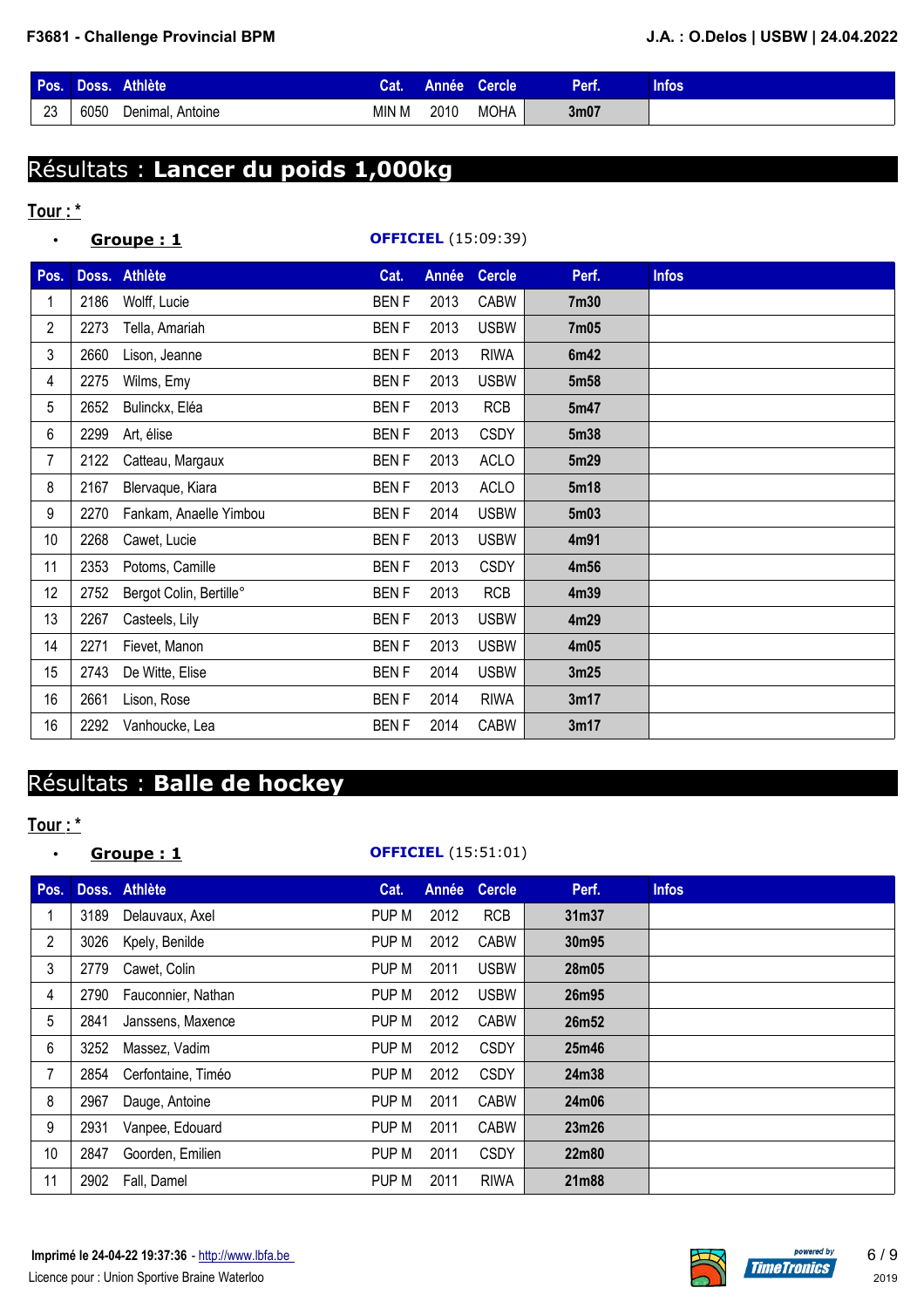| Pos. | Doss. | Athlète | Cat. | Année | Cercle | Perf. | Infos |
|---|---|---|---|---|---|---|---|
| 23 | 6050 | Denimal, Antoine | MIN M | 2010 | MOHA | **3m07** | |

# Résultats : **Lancer du poids 1,000kg**

**Tour : ***

- **Groupe : 1** **OFFICIEL** (15:09:39)

| Pos. | Doss. | Athlète | Cat. | Année | Cercle | Perf. | Infos |
|---|---|---|---|---|---|---|---|
| 1 | 2186 | Wolff, Lucie | BEN F | 2013 | CABW | **7m30** | |
| 2 | 2273 | Tella, Amariah | BEN F | 2013 | USBW | **7m05** | |
| 3 | 2660 | Lison, Jeanne | BEN F | 2013 | RIWA | **6m42** | |
| 4 | 2275 | Wilms, Emy | BEN F | 2013 | USBW | **5m58** | |
| 5 | 2652 | Bulinckx, Eléa | BEN F | 2013 | RCB | **5m47** | |
| 6 | 2299 | Art, élise | BEN F | 2013 | CSDY | **5m38** | |
| 7 | 2122 | Catteau, Margaux | BEN F | 2013 | ACLO | **5m29** | |
| 8 | 2167 | Blervaque, Kiara | BEN F | 2013 | ACLO | **5m18** | |
| 9 | 2270 | Fankam, Anaelle Yimbou | BEN F | 2014 | USBW | **5m03** | |
| 10 | 2268 | Cawet, Lucie | BEN F | 2013 | USBW | **4m91** | |
| 11 | 2353 | Potoms, Camille | BEN F | 2013 | CSDY | **4m56** | |
| 12 | 2752 | Bergot Colin, Bertille° | BEN F | 2013 | RCB | **4m39** | |
| 13 | 2267 | Casteels, Lily | BEN F | 2013 | USBW | **4m29** | |
| 14 | 2271 | Fievet, Manon | BEN F | 2013 | USBW | **4m05** | |
| 15 | 2743 | De Witte, Elise | BEN F | 2014 | USBW | **3m25** | |
| 16 | 2661 | Lison, Rose | BEN F | 2014 | RIWA | **3m17** | |
| 16 | 2292 | Vanhoucke, Lea | BEN F | 2014 | CABW | **3m17** | |

# Résultats : **Balle de hockey**

**Tour : ***

- **Groupe : 1** **OFFICIEL** (15:51:01)

| Pos. | Doss. | Athlète | Cat. | Année | Cercle | Perf. | Infos |
|---|---|---|---|---|---|---|---|
| 1 | 3189 | Delauvaux, Axel | PUP M | 2012 | RCB | **31m37** | |
| 2 | 3026 | Kpely, Benilde | PUP M | 2012 | CABW | **30m95** | |
| 3 | 2779 | Cawet, Colin | PUP M | 2011 | USBW | **28m05** | |
| 4 | 2790 | Fauconnier, Nathan | PUP M | 2012 | USBW | **26m95** | |
| 5 | 2841 | Janssens, Maxence | PUP M | 2012 | CABW | **26m52** | |
| 6 | 3252 | Massez, Vadim | PUP M | 2012 | CSDY | **25m46** | |
| 7 | 2854 | Cerfontaine, Timéo | PUP M | 2012 | CSDY | **24m38** | |
| 8 | 2967 | Dauge, Antoine | PUP M | 2011 | CABW | **24m06** | |
| 9 | 2931 | Vanpee, Edouard | PUP M | 2011 | CABW | **23m26** | |
| 10 | 2847 | Goorden, Emilien | PUP M | 2011 | CSDY | **22m80** | |
| 11 | 2902 | Fall, Damel | PUP M | 2011 | RIWA | **21m88** | |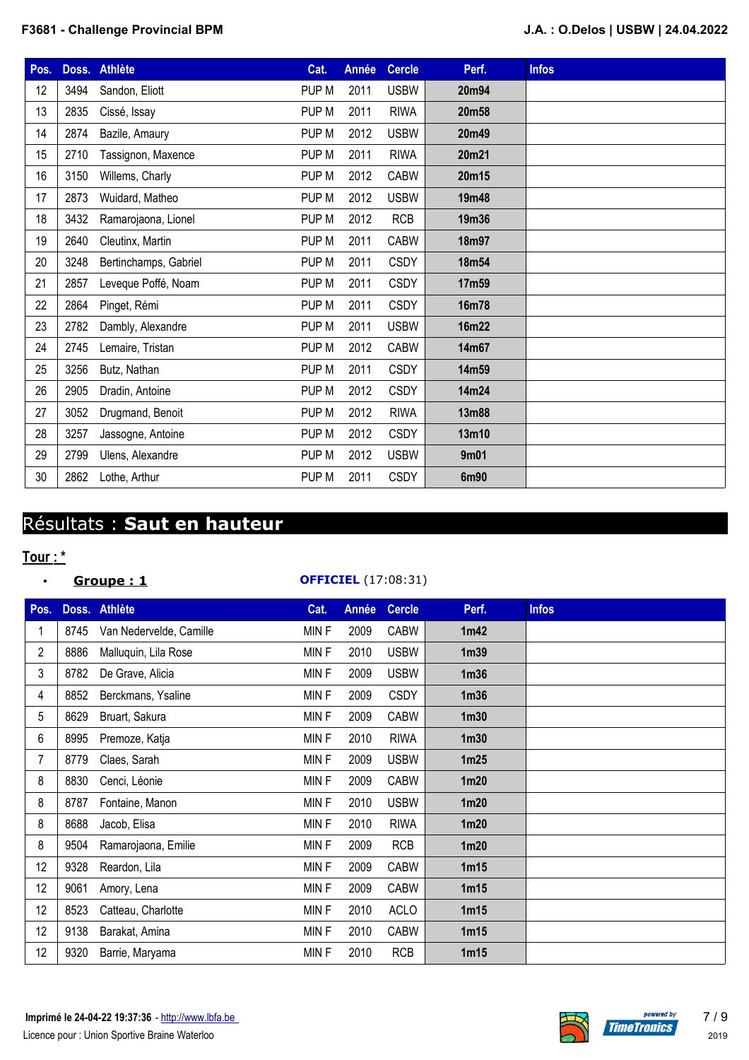| Pos. | Doss. | Athlète | Cat. | Année | Cercle | Perf. | Infos |
|---|---|---|---|---|---|---|---|
| 12 | 3494 | Sandon, Eliott | PUP M | 2011 | USBW | 20m94 | |
| 13 | 2835 | Cissé, Issay | PUP M | 2011 | RIWA | 20m58 | |
| 14 | 2874 | Bazile, Amaury | PUP M | 2012 | USBW | 20m49 | |
| 15 | 2710 | Tassignon, Maxence | PUP M | 2011 | RIWA | 20m21 | |
| 16 | 3150 | Willems, Charly | PUP M | 2012 | CABW | 20m15 | |
| 17 | 2873 | Wuidard, Matheo | PUP M | 2012 | USBW | 19m48 | |
| 18 | 3432 | Ramarojaona, Lionel | PUP M | 2012 | RCB | 19m36 | |
| 19 | 2640 | Cleutinx, Martin | PUP M | 2011 | CABW | 18m97 | |
| 20 | 3248 | Bertinchamps, Gabriel | PUP M | 2011 | CSDY | 18m54 | |
| 21 | 2857 | Leveque Poffé, Noam | PUP M | 2011 | CSDY | 17m59 | |
| 22 | 2864 | Pinget, Rémi | PUP M | 2011 | CSDY | 16m78 | |
| 23 | 2782 | Dambly, Alexandre | PUP M | 2011 | USBW | 16m22 | |
| 24 | 2745 | Lemaire, Tristan | PUP M | 2012 | CABW | 14m67 | |
| 25 | 3256 | Butz, Nathan | PUP M | 2011 | CSDY | 14m59 | |
| 26 | 2905 | Dradin, Antoine | PUP M | 2012 | CSDY | 14m24 | |
| 27 | 3052 | Drugmand, Benoit | PUP M | 2012 | RIWA | 13m88 | |
| 28 | 3257 | Jassogne, Antoine | PUP M | 2012 | CSDY | 13m10 | |
| 29 | 2799 | Ulens, Alexandre | PUP M | 2012 | USBW | 9m01 | |
| 30 | 2862 | Lothe, Arthur | PUP M | 2011 | CSDY | 6m90 | |

# Résultats : **Saut en hauteur**

**Tour : ***

- **Groupe : 1** — **OFFICIEL** (17:08:31)

| Pos. | Doss. | Athlète | Cat. | Année | Cercle | Perf. | Infos |
|---|---|---|---|---|---|---|---|
| 1 | 8745 | Van Nedervelde, Camille | MIN F | 2009 | CABW | 1m42 | |
| 2 | 8886 | Malluquin, Lila Rose | MIN F | 2010 | USBW | 1m39 | |
| 3 | 8782 | De Grave, Alicia | MIN F | 2009 | USBW | 1m36 | |
| 4 | 8852 | Berckmans, Ysaline | MIN F | 2009 | CSDY | 1m36 | |
| 5 | 8629 | Bruart, Sakura | MIN F | 2009 | CABW | 1m30 | |
| 6 | 8995 | Premoze, Katja | MIN F | 2010 | RIWA | 1m30 | |
| 7 | 8779 | Claes, Sarah | MIN F | 2009 | USBW | 1m25 | |
| 8 | 8830 | Cenci, Léonie | MIN F | 2009 | CABW | 1m20 | |
| 8 | 8787 | Fontaine, Manon | MIN F | 2010 | USBW | 1m20 | |
| 8 | 8688 | Jacob, Elisa | MIN F | 2010 | RIWA | 1m20 | |
| 8 | 9504 | Ramarojaona, Emilie | MIN F | 2009 | RCB | 1m20 | |
| 12 | 9328 | Reardon, Lila | MIN F | 2009 | CABW | 1m15 | |
| 12 | 9061 | Amory, Lena | MIN F | 2009 | CABW | 1m15 | |
| 12 | 8523 | Catteau, Charlotte | MIN F | 2010 | ACLO | 1m15 | |
| 12 | 9138 | Barakat, Amina | MIN F | 2010 | CABW | 1m15 | |
| 12 | 9320 | Barrie, Maryama | MIN F | 2010 | RCB | 1m15 | |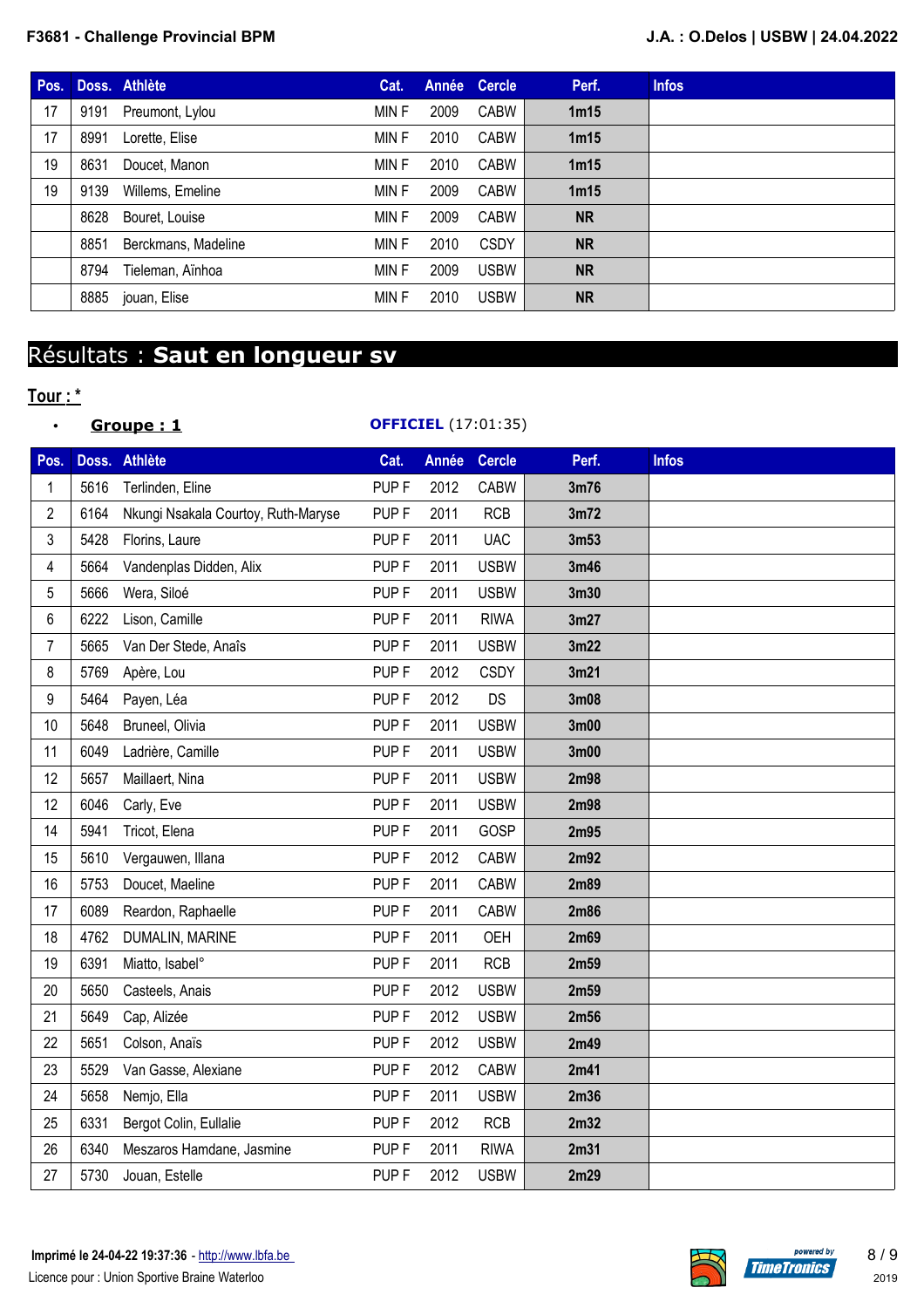| Pos. | Doss. | Athlète | Cat. | Année | Cercle | Perf. | Infos |
|---|---|---|---|---|---|---|---|
| 17 | 9191 | Preumont, Lylou | MIN F | 2009 | CABW | 1m15 | |
| 17 | 8991 | Lorette, Elise | MIN F | 2010 | CABW | 1m15 | |
| 19 | 8631 | Doucet, Manon | MIN F | 2010 | CABW | 1m15 | |
| 19 | 9139 | Willems, Emeline | MIN F | 2009 | CABW | 1m15 | |
| | 8628 | Bouret, Louise | MIN F | 2009 | CABW | NR | |
| | 8851 | Berckmans, Madeline | MIN F | 2010 | CSDY | NR | |
| | 8794 | Tieleman, Aïnhoa | MIN F | 2009 | USBW | NR | |
| | 8885 | jouan, Elise | MIN F | 2010 | USBW | NR | |

# Résultats : **Saut en longueur sv**

**Tour : ***

- **Groupe : 1** **OFFICIEL** (17:01:35)

| Pos. | Doss. | Athlète | Cat. | Année | Cercle | Perf. | Infos |
|---|---|---|---|---|---|---|---|
| 1 | 5616 | Terlinden, Eline | PUP F | 2012 | CABW | 3m76 | |
| 2 | 6164 | Nkungi Nsakala Courtoy, Ruth-Maryse | PUP F | 2011 | RCB | 3m72 | |
| 3 | 5428 | Florins, Laure | PUP F | 2011 | UAC | 3m53 | |
| 4 | 5664 | Vandenplas Didden, Alix | PUP F | 2011 | USBW | 3m46 | |
| 5 | 5666 | Wera, Siloé | PUP F | 2011 | USBW | 3m30 | |
| 6 | 6222 | Lison, Camille | PUP F | 2011 | RIWA | 3m27 | |
| 7 | 5665 | Van Der Stede, Anaîs | PUP F | 2011 | USBW | 3m22 | |
| 8 | 5769 | Apère, Lou | PUP F | 2012 | CSDY | 3m21 | |
| 9 | 5464 | Payen, Léa | PUP F | 2012 | DS | 3m08 | |
| 10 | 5648 | Bruneel, Olivia | PUP F | 2011 | USBW | 3m00 | |
| 11 | 6049 | Ladrière, Camille | PUP F | 2011 | USBW | 3m00 | |
| 12 | 5657 | Maillaert, Nina | PUP F | 2011 | USBW | 2m98 | |
| 12 | 6046 | Carly, Eve | PUP F | 2011 | USBW | 2m98 | |
| 14 | 5941 | Tricot, Elena | PUP F | 2011 | GOSP | 2m95 | |
| 15 | 5610 | Vergauwen, Illana | PUP F | 2012 | CABW | 2m92 | |
| 16 | 5753 | Doucet, Maeline | PUP F | 2011 | CABW | 2m89 | |
| 17 | 6089 | Reardon, Raphaelle | PUP F | 2011 | CABW | 2m86 | |
| 18 | 4762 | DUMALIN, MARINE | PUP F | 2011 | OEH | 2m69 | |
| 19 | 6391 | Miatto, Isabel° | PUP F | 2011 | RCB | 2m59 | |
| 20 | 5650 | Casteels, Anais | PUP F | 2012 | USBW | 2m59 | |
| 21 | 5649 | Cap, Alizée | PUP F | 2012 | USBW | 2m56 | |
| 22 | 5651 | Colson, Anaïs | PUP F | 2012 | USBW | 2m49 | |
| 23 | 5529 | Van Gasse, Alexiane | PUP F | 2012 | CABW | 2m41 | |
| 24 | 5658 | Nemjo, Ella | PUP F | 2011 | USBW | 2m36 | |
| 25 | 6331 | Bergot Colin, Eullalie | PUP F | 2012 | RCB | 2m32 | |
| 26 | 6340 | Meszaros Hamdane, Jasmine | PUP F | 2011 | RIWA | 2m31 | |
| 27 | 5730 | Jouan, Estelle | PUP F | 2012 | USBW | 2m29 | |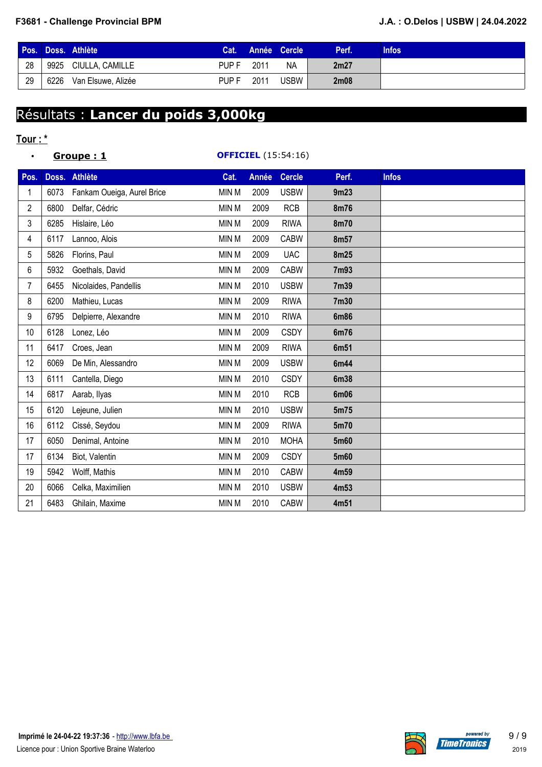| Pos. | Doss. | Athlète | Cat. | Année | Cercle | Perf. | Infos |
|---|---|---|---|---|---|---|---|
| 28 | 9925 | CIULLA, CAMILLE | PUP F | 2011 | NA | **2m27** | |
| 29 | 6226 | Van Elsuwe, Alizée | PUP F | 2011 | USBW | **2m08** | |

# Résultats : **Lancer du poids 3,000kg**

**Tour : ***

- **Groupe : 1** **OFFICIEL** (15:54:16)

| Pos. | Doss. | Athlète | Cat. | Année | Cercle | Perf. | Infos |
|---|---|---|---|---|---|---|---|
| 1 | 6073 | Fankam Oueiga, Aurel Brice | MIN M | 2009 | USBW | **9m23** | |
| 2 | 6800 | Delfar, Cédric | MIN M | 2009 | RCB | **8m76** | |
| 3 | 6285 | Hislaire, Léo | MIN M | 2009 | RIWA | **8m70** | |
| 4 | 6117 | Lannoo, Alois | MIN M | 2009 | CABW | **8m57** | |
| 5 | 5826 | Florins, Paul | MIN M | 2009 | UAC | **8m25** | |
| 6 | 5932 | Goethals, David | MIN M | 2009 | CABW | **7m93** | |
| 7 | 6455 | Nicolaides, Pandellis | MIN M | 2010 | USBW | **7m39** | |
| 8 | 6200 | Mathieu, Lucas | MIN M | 2009 | RIWA | **7m30** | |
| 9 | 6795 | Delpierre, Alexandre | MIN M | 2010 | RIWA | **6m86** | |
| 10 | 6128 | Lonez, Léo | MIN M | 2009 | CSDY | **6m76** | |
| 11 | 6417 | Croes, Jean | MIN M | 2009 | RIWA | **6m51** | |
| 12 | 6069 | De Min, Alessandro | MIN M | 2009 | USBW | **6m44** | |
| 13 | 6111 | Cantella, Diego | MIN M | 2010 | CSDY | **6m38** | |
| 14 | 6817 | Aarab, Ilyas | MIN M | 2010 | RCB | **6m06** | |
| 15 | 6120 | Lejeune, Julien | MIN M | 2010 | USBW | **5m75** | |
| 16 | 6112 | Cissé, Seydou | MIN M | 2009 | RIWA | **5m70** | |
| 17 | 6050 | Denimal, Antoine | MIN M | 2010 | MOHA | **5m60** | |
| 17 | 6134 | Biot, Valentin | MIN M | 2009 | CSDY | **5m60** | |
| 19 | 5942 | Wolff, Mathis | MIN M | 2010 | CABW | **4m59** | |
| 20 | 6066 | Celka, Maximilien | MIN M | 2010 | USBW | **4m53** | |
| 21 | 6483 | Ghilain, Maxime | MIN M | 2010 | CABW | **4m51** | |